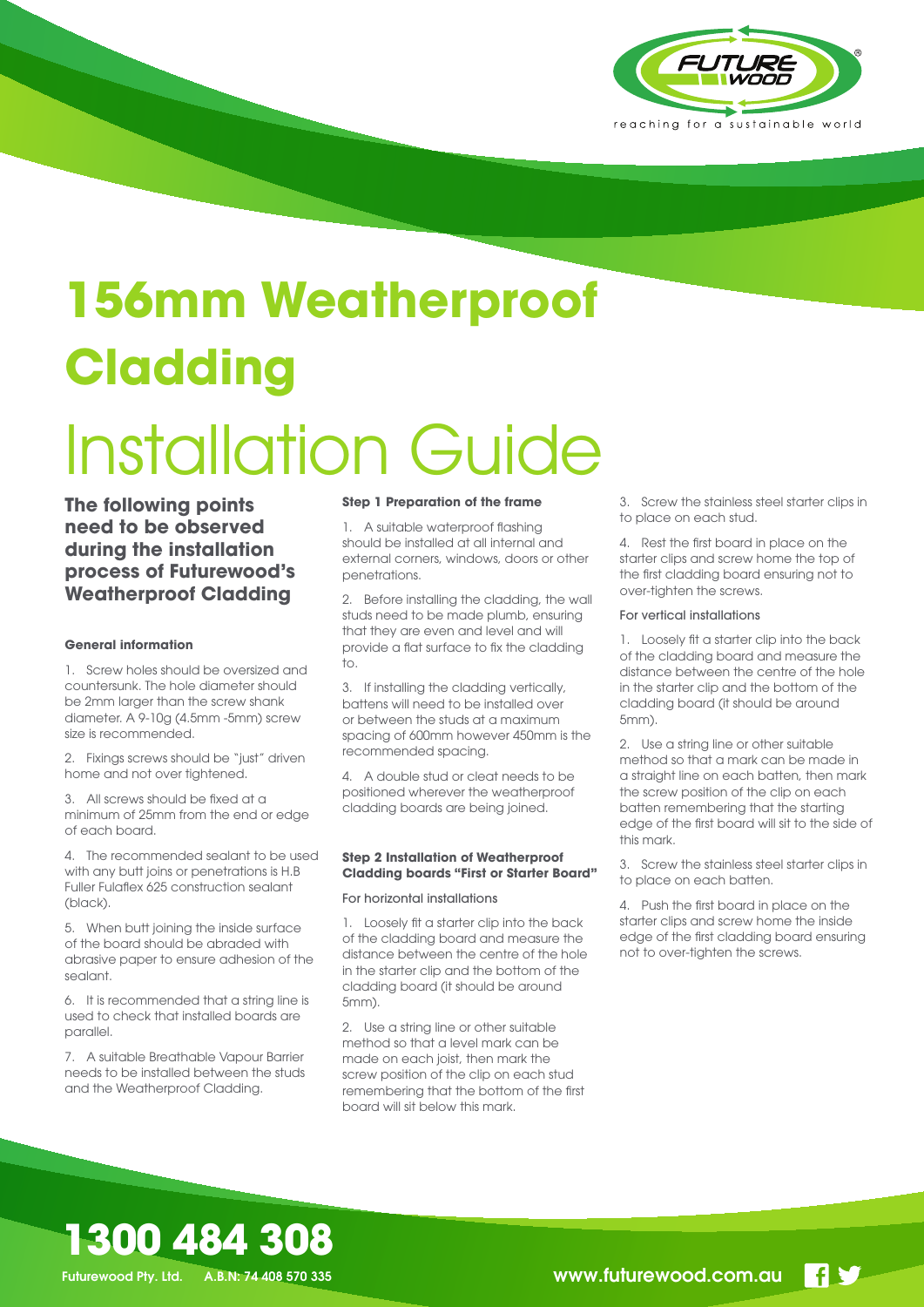# 156mm Weatherproof Cladding

# Installation Guide

**The following points need to be observed during the installation process of Futurewood's Weatherproof Cladding**

### General information

1. Screw holes should be oversized and countersunk. The hole diameter should be 2mm larger than the screw shank diameter. A 9-10g (4.5mm -5mm) screw size is recommended.
2. Fixings screws should be "just" driven home and not over tightened.
3. All screws should be fixed at a minimum of 25mm from the end or edge of each board.
4. The recommended sealant to be used with any butt joins or penetrations is H.B Fuller Fulaflex 625 construction sealant (black).
5. When butt joining the inside surface of the board should be abraded with abrasive paper to ensure adhesion of the sealant.
6. It is recommended that a string line is used to check that installed boards are parallel.
7. A suitable Breathable Vapour Barrier needs to be installed between the studs and the Weatherproof Cladding.

### Step 1 Preparation of the frame

1. A suitable waterproof flashing should be installed at all internal and external corners, windows, doors or other penetrations.
2. Before installing the cladding, the wall studs need to be made plumb, ensuring that they are even and level and will provide a flat surface to fix the cladding to.
3. If installing the cladding vertically, battens will need to be installed over or between the studs at a maximum spacing of 600mm however 450mm is the recommended spacing.
4. A double stud or cleat needs to be positioned wherever the weatherproof cladding boards are being joined.

### Step 2 Installation of Weatherproof Cladding boards "First or Starter Board"

#### For horizontal installations

1. Loosely fit a starter clip into the back of the cladding board and measure the distance between the centre of the hole in the starter clip and the bottom of the cladding board (it should be around 5mm).
2. Use a string line or other suitable method so that a level mark can be made on each joist, then mark the screw position of the clip on each stud remembering that the bottom of the first board will sit below this mark.
3. Screw the stainless steel starter clips in to place on each stud.
4. Rest the first board in place on the starter clips and screw home the top of the first cladding board ensuring not to over-tighten the screws.

#### For vertical installations

1. Loosely fit a starter clip into the back of the cladding board and measure the distance between the centre of the hole in the starter clip and the bottom of the cladding board (it should be around 5mm).
2. Use a string line or other suitable method so that a mark can be made in a straight line on each batten, then mark the screw position of the clip on each batten remembering that the starting edge of the first board will sit to the side of this mark.
3. Screw the stainless steel starter clips in to place on each batten.
4. Push the first board in place on the starter clips and screw home the inside edge of the first cladding board ensuring not to over-tighten the screws.

**1300 484 308**

Futurewood Pty. Ltd. A.B.N: 74 408 570 335

www.futurewood.com.au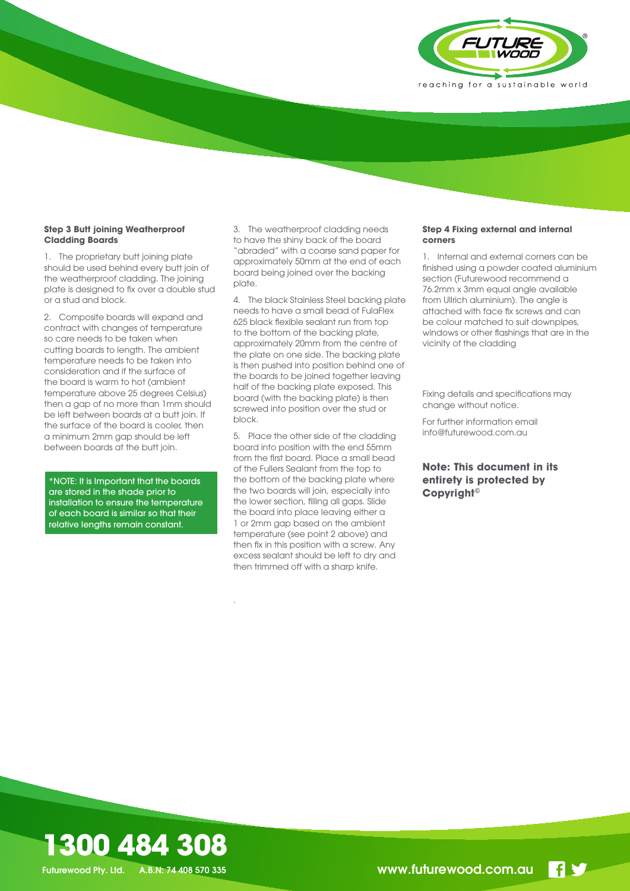### Step 3 Butt joining Weatherproof Cladding Boards

1. The proprietary butt joining plate should be used behind every butt join of the weatherproof cladding. The joining plate is designed to fix over a double stud or a stud and block.

2. Composite boards will expand and contract with changes of temperature so care needs to be taken when cutting boards to length. The ambient temperature needs to be taken into consideration and if the surface of the board is warm to hot (ambient temperature above 25 degrees Celsius) then a gap of no more than 1mm should be left between boards at a butt join. If the surface of the board is cooler, then a minimum 2mm gap should be left between boards at the butt join.

*NOTE: It is Important that the boards are stored in the shade prior to installation to ensure the temperature of each board is similar so that their relative lengths remain constant.

3. The weatherproof cladding needs to have the shiny back of the board "abraded" with a coarse sand paper for approximately 50mm at the end of each board being joined over the backing plate.

4. The black Stainless Steel backing plate needs to have a small bead of FulaFlex 625 black flexible sealant run from top to the bottom of the backing plate, approximately 20mm from the centre of the plate on one side. The backing plate is then pushed into position behind one of the boards to be joined together leaving half of the backing plate exposed. This board (with the backing plate) is then screwed into position over the stud or block.

5. Place the other side of the cladding board into position with the end 55mm from the first board. Place a small bead of the Fullers Sealant from the top to the bottom of the backing plate where the two boards will join, especially into the lower section, filling all gaps. Slide the board into place leaving either a 1 or 2mm gap based on the ambient temperature (see point 2 above) and then fix in this position with a screw. Any excess sealant should be left to dry and then trimmed off with a sharp knife.

### Step 4 Fixing external and internal corners

1. Internal and external corners can be finished using a powder coated aluminium section (Futurewood recommend a 76.2mm x 3mm equal angle available from Ullrich aluminium). The angle is attached with face fix screws and can be colour matched to suit downpipes, windows or other flashings that are in the vicinity of the cladding

Fixing details and specifications may change without notice.

For further information email info@futurewood.com.au

**Note: This document in its entirety is protected by Copyright©**

**1300 484 308**

Futurewood Pty. Ltd. A.B.N: 74 408 570 335

www.futurewood.com.au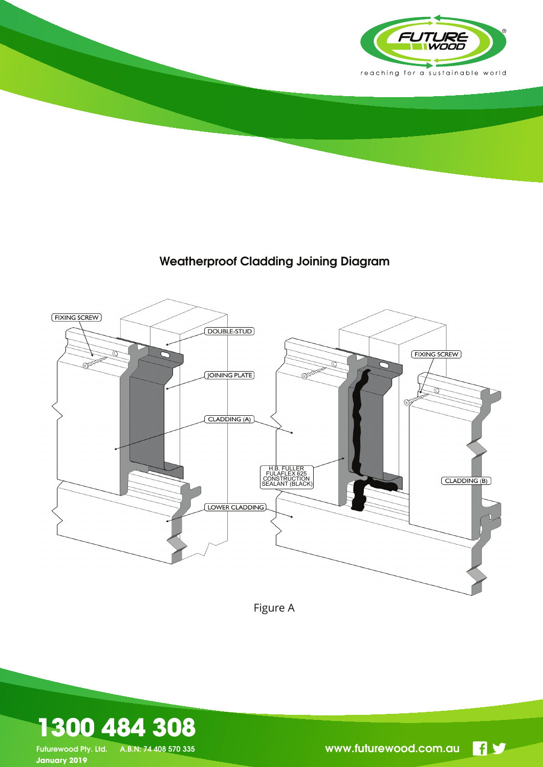# Weatherproof Cladding Joining Diagram

FIXING SCREW

DOUBLE-STUD

JOINING PLATE

CLADDING (A)

LOWER CLADDING

FIXING SCREW

H.B. FULLER FULAFLEX 625 CONSTRUCTION SEALANT (BLACK)

CLADDING (B)

Figure A

**1300 484 308**

**Futurewood Pty. Ltd.** **A.B.N: 74 408 570 335**

**January 2019**

**www.futurewood.com.au**